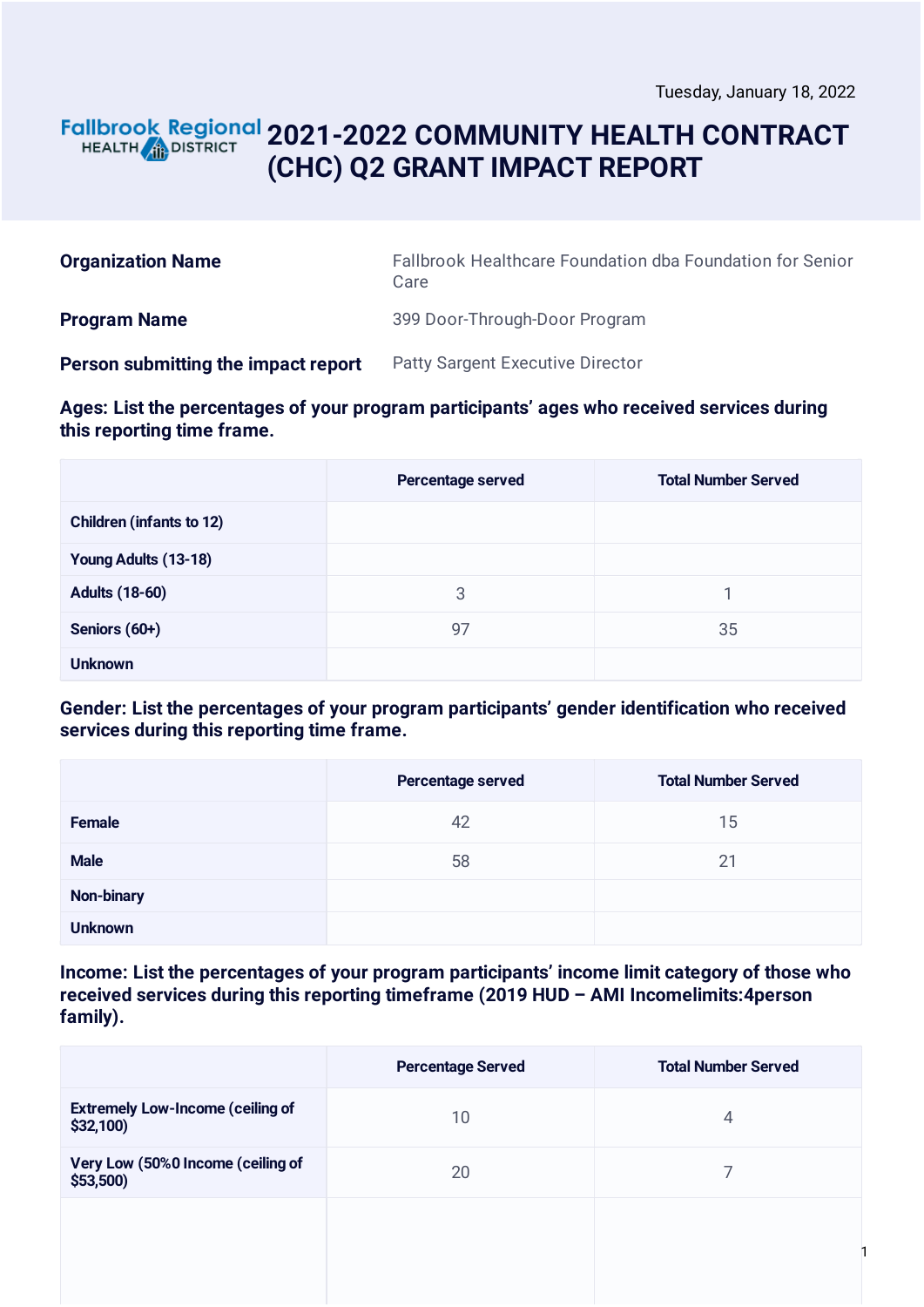Tuesday, January 18, 2022

Fallbrook Regional HEALTH DISTRICT

# 2021-2022 COMMUNITY HEALTH CONTRACT (CHC) Q2 GRANT IMPACT REPORT

| | |
|---|---|
| **Organization Name** | Fallbrook Healthcare Foundation dba Foundation for Senior Care |
| **Program Name** | 399 Door-Through-Door Program |
| **Person submitting the impact report** | Patty Sargent Executive Director |

**Ages: List the percentages of your program participants' ages who received services during this reporting time frame.**

| | Percentage served | Total Number Served |
|---|---|---|
| Children (infants to 12) | | |
| Young Adults (13-18) | | |
| Adults (18-60) | 3 | 1 |
| Seniors (60+) | 97 | 35 |
| Unknown | | |

**Gender: List the percentages of your program participants' gender identification who received services during this reporting time frame.**

| | Percentage served | Total Number Served |
|---|---|---|
| Female | 42 | 15 |
| Male | 58 | 21 |
| Non-binary | | |
| Unknown | | |

**Income: List the percentages of your program participants' income limit category of those who received services during this reporting timeframe (2019 HUD – AMI Incomelimits:4person family).**

| | Percentage Served | Total Number Served |
|---|---|---|
| Extremely Low-Income (ceiling of $32,100) | 10 | 4 |
| Very Low (50%0 Income (ceiling of $53,500) | 20 | 7 |
| | | |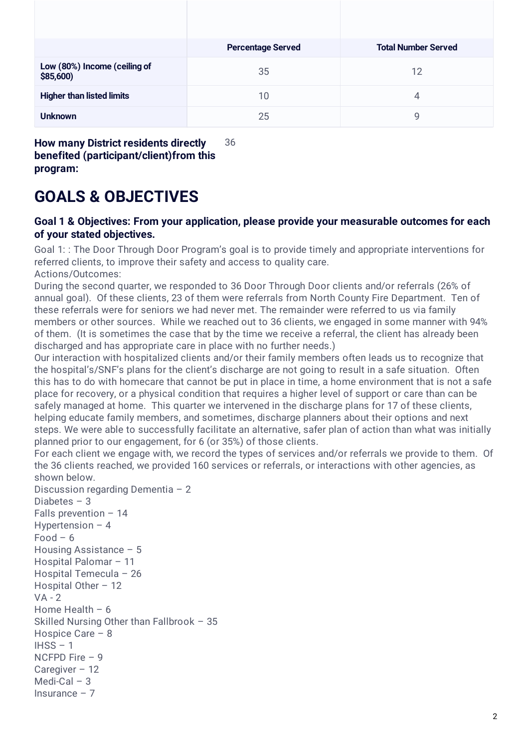| | Percentage Served | Total Number Served |
|---|---|---|
| **Low (80%) Income (ceiling of $85,600)** | 35 | 12 |
| **Higher than listed limits** | 10 | 4 |
| **Unknown** | 25 | 9 |

**How many District residents directly benefited (participant/client)from this program:** 36

# GOALS & OBJECTIVES

### Goal 1 & Objectives: From your application, please provide your measurable outcomes for each of your stated objectives.

Goal 1: : The Door Through Door Program's goal is to provide timely and appropriate interventions for referred clients, to improve their safety and access to quality care.
Actions/Outcomes:
During the second quarter, we responded to 36 Door Through Door clients and/or referrals (26% of annual goal). Of these clients, 23 of them were referrals from North County Fire Department. Ten of these referrals were for seniors we had never met. The remainder were referred to us via family members or other sources. While we reached out to 36 clients, we engaged in some manner with 94% of them. (It is sometimes the case that by the time we receive a referral, the client has already been discharged and has appropriate care in place with no further needs.)
Our interaction with hospitalized clients and/or their family members often leads us to recognize that the hospital's/SNF's plans for the client's discharge are not going to result in a safe situation. Often this has to do with homecare that cannot be put in place in time, a home environment that is not a safe place for recovery, or a physical condition that requires a higher level of support or care than can be safely managed at home. This quarter we intervened in the discharge plans for 17 of these clients, helping educate family members, and sometimes, discharge planners about their options and next steps. We were able to successfully facilitate an alternative, safer plan of action than what was initially planned prior to our engagement, for 6 (or 35%) of those clients.
For each client we engage with, we record the types of services and/or referrals we provide to them. Of the 36 clients reached, we provided 160 services or referrals, or interactions with other agencies, as shown below.
Discussion regarding Dementia – 2
Diabetes – 3
Falls prevention – 14
Hypertension – 4
Food – 6
Housing Assistance – 5
Hospital Palomar – 11
Hospital Temecula – 26
Hospital Other – 12
VA - 2
Home Health – 6
Skilled Nursing Other than Fallbrook – 35
Hospice Care – 8
IHSS – 1
NCFPD Fire – 9
Caregiver – 12
Medi-Cal – 3
Insurance – 7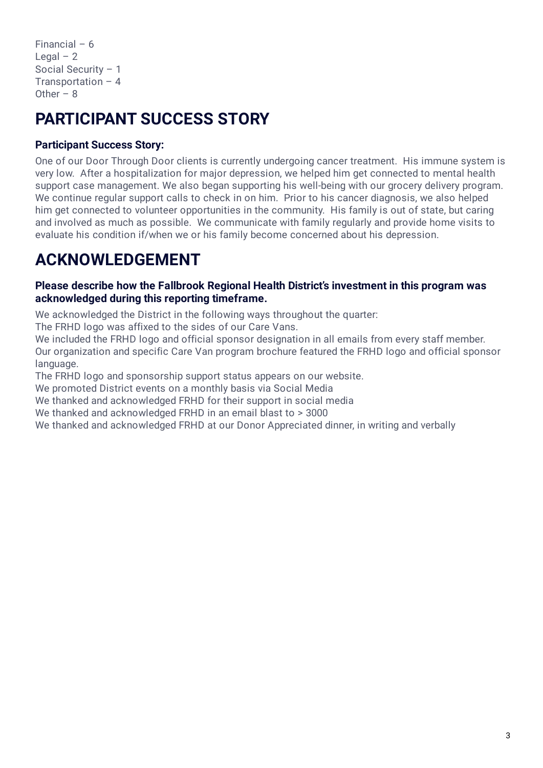Financial – 6
Legal – 2
Social Security – 1
Transportation – 4
Other – 8

# PARTICIPANT SUCCESS STORY

**Participant Success Story:**

One of our Door Through Door clients is currently undergoing cancer treatment. His immune system is very low. After a hospitalization for major depression, we helped him get connected to mental health support case management. We also began supporting his well-being with our grocery delivery program. We continue regular support calls to check in on him. Prior to his cancer diagnosis, we also helped him get connected to volunteer opportunities in the community. His family is out of state, but caring and involved as much as possible. We communicate with family regularly and provide home visits to evaluate his condition if/when we or his family become concerned about his depression.

# ACKNOWLEDGEMENT

**Please describe how the Fallbrook Regional Health District's investment in this program was acknowledged during this reporting timeframe.**

We acknowledged the District in the following ways throughout the quarter:
The FRHD logo was affixed to the sides of our Care Vans.
We included the FRHD logo and official sponsor designation in all emails from every staff member.
Our organization and specific Care Van program brochure featured the FRHD logo and official sponsor language.
The FRHD logo and sponsorship support status appears on our website.
We promoted District events on a monthly basis via Social Media
We thanked and acknowledged FRHD for their support in social media
We thanked and acknowledged FRHD in an email blast to > 3000
We thanked and acknowledged FRHD at our Donor Appreciated dinner, in writing and verbally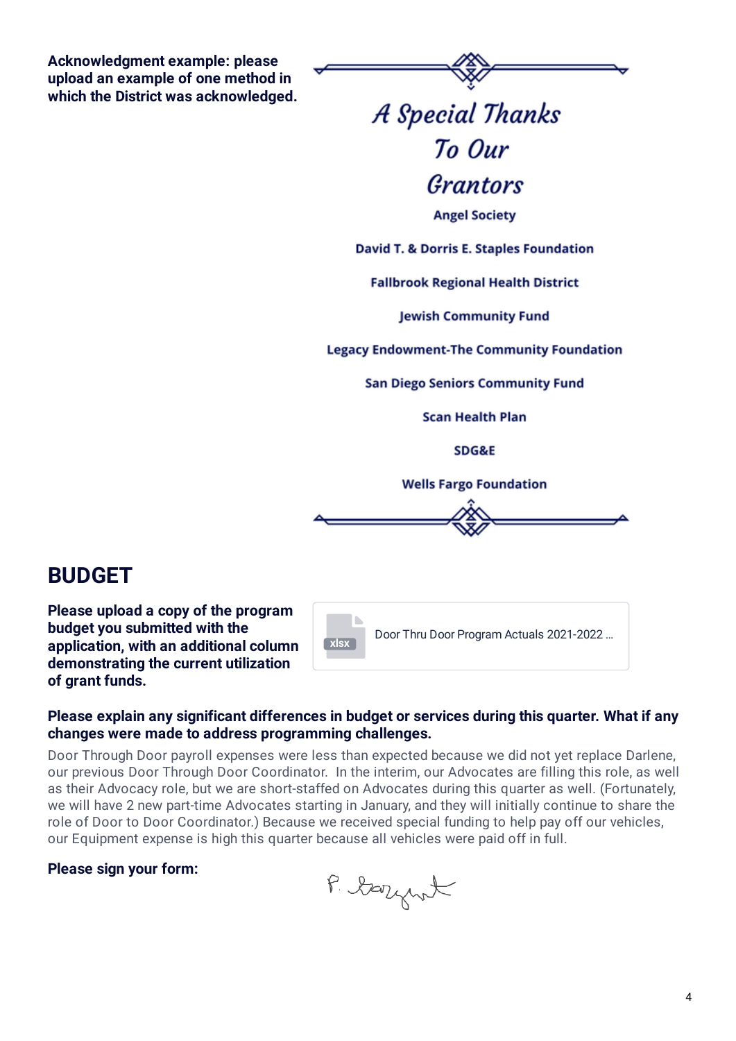**Acknowledgment example: please upload an example of one method in which the District was acknowledged.**

*A Special Thanks To Our Grantors*

**Angel Society**

**David T. & Dorris E. Staples Foundation**

**Fallbrook Regional Health District**

**Jewish Community Fund**

**Legacy Endowment-The Community Foundation**

**San Diego Seniors Community Fund**

**Scan Health Plan**

**SDG&E**

**Wells Fargo Foundation**

## BUDGET

**Please upload a copy of the program budget you submitted with the application, with an additional column demonstrating the current utilization of grant funds.**

xlsx Door Thru Door Program Actuals 2021-2022 ...

**Please explain any significant differences in budget or services during this quarter. What if any changes were made to address programming challenges.**

Door Through Door payroll expenses were less than expected because we did not yet replace Darlene, our previous Door Through Door Coordinator. In the interim, our Advocates are filling this role, as well as their Advocacy role, but we are short-staffed on Advocates during this quarter as well. (Fortunately, we will have 2 new part-time Advocates starting in January, and they will initially continue to share the role of Door to Door Coordinator.) Because we received special funding to help pay off our vehicles, our Equipment expense is high this quarter because all vehicles were paid off in full.

**Please sign your form:**

P. Sargent